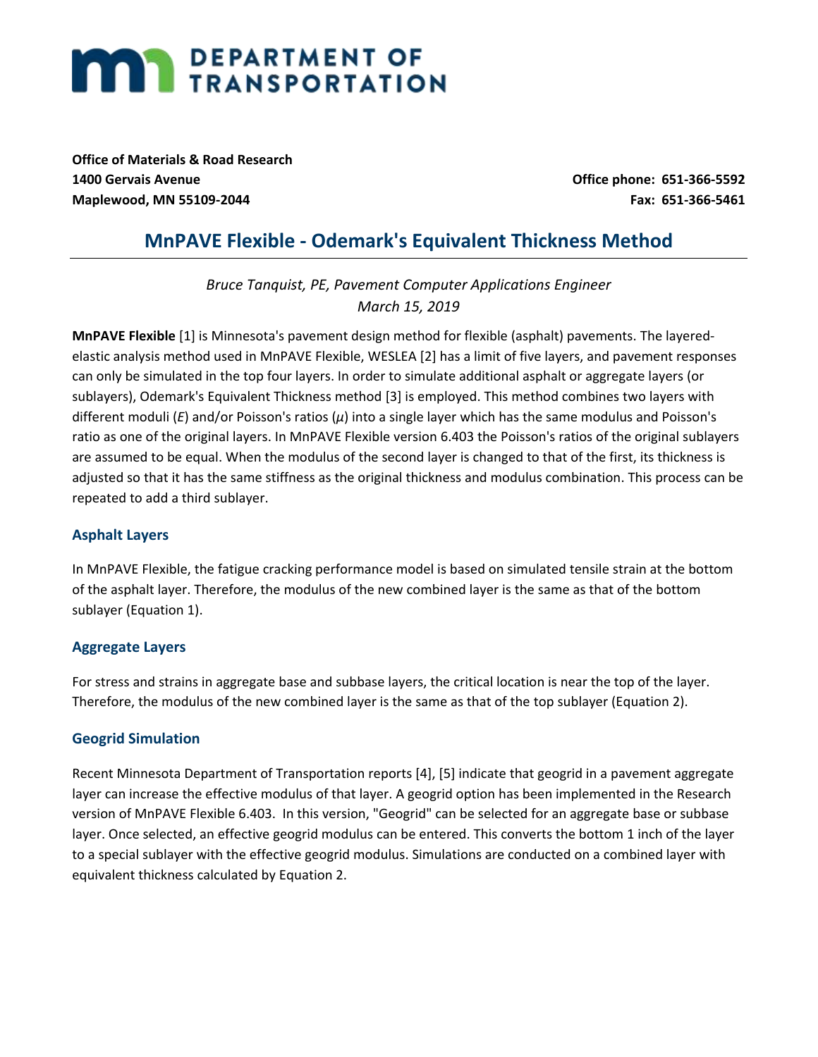**Office of Materials & Road Research**
**1400 Gervais Avenue**
**Maplewood, MN 55109-2044**

**Office phone: 651-366-5592**
**Fax: 651-366-5461**

# MnPAVE Flexible - Odemark's Equivalent Thickness Method

*Bruce Tanquist, PE, Pavement Computer Applications Engineer*
*March 15, 2019*

**MnPAVE Flexible** [1] is Minnesota's pavement design method for flexible (asphalt) pavements. The layered-elastic analysis method used in MnPAVE Flexible, WESLEA [2] has a limit of five layers, and pavement responses can only be simulated in the top four layers. In order to simulate additional asphalt or aggregate layers (or sublayers), Odemark's Equivalent Thickness method [3] is employed. This method combines two layers with different moduli ($E$) and/or Poisson's ratios ($\mu$) into a single layer which has the same modulus and Poisson's ratio as one of the original layers. In MnPAVE Flexible version 6.403 the Poisson's ratios of the original sublayers are assumed to be equal. When the modulus of the second layer is changed to that of the first, its thickness is adjusted so that it has the same stiffness as the original thickness and modulus combination. This process can be repeated to add a third sublayer.

## Asphalt Layers

In MnPAVE Flexible, the fatigue cracking performance model is based on simulated tensile strain at the bottom of the asphalt layer. Therefore, the modulus of the new combined layer is the same as that of the bottom sublayer (Equation 1).

## Aggregate Layers

For stress and strains in aggregate base and subbase layers, the critical location is near the top of the layer. Therefore, the modulus of the new combined layer is the same as that of the top sublayer (Equation 2).

## Geogrid Simulation

Recent Minnesota Department of Transportation reports [4], [5] indicate that geogrid in a pavement aggregate layer can increase the effective modulus of that layer. A geogrid option has been implemented in the Research version of MnPAVE Flexible 6.403. In this version, "Geogrid" can be selected for an aggregate base or subbase layer. Once selected, an effective geogrid modulus can be entered. This converts the bottom 1 inch of the layer to a special sublayer with the effective geogrid modulus. Simulations are conducted on a combined layer with equivalent thickness calculated by Equation 2.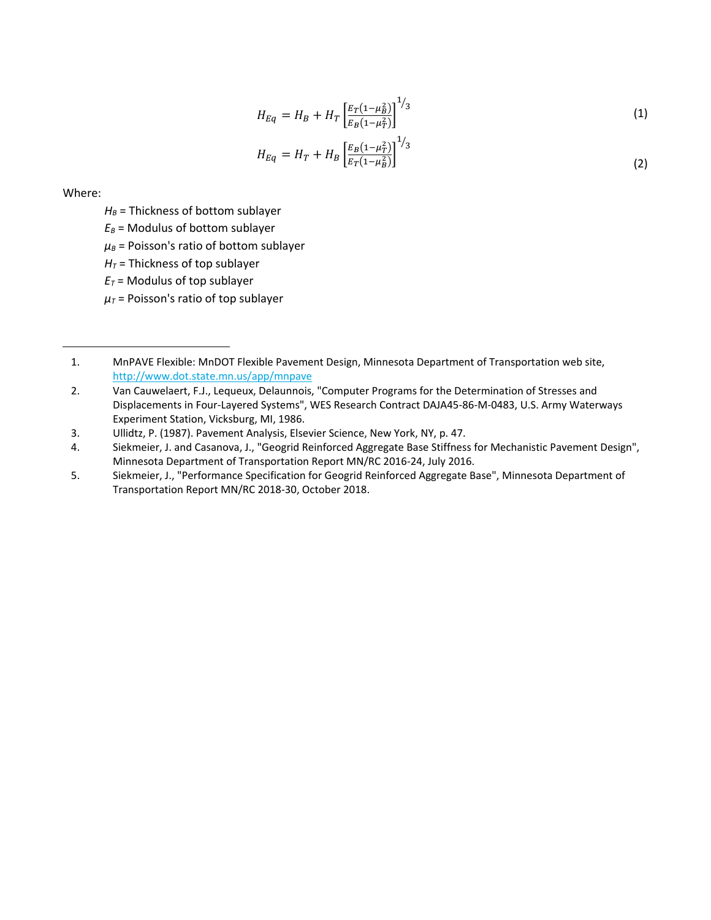$$H_{Eq} = H_B + H_T \left[\frac{E_T(1-\mu_B^2)}{E_B(1-\mu_T^2)}\right]^{1/3} \tag{1}$$

$$H_{Eq} = H_T + H_B \left[\frac{E_B(1-\mu_T^2)}{E_T(1-\mu_B^2)}\right]^{1/3} \tag{2}$$

Where:

$H_B$ = Thickness of bottom sublayer  
$E_B$ = Modulus of bottom sublayer  
$\mu_B$ = Poisson's ratio of bottom sublayer  
$H_T$ = Thickness of top sublayer  
$E_T$ = Modulus of top sublayer  
$\mu_T$ = Poisson's ratio of top sublayer

---

1. MnPAVE Flexible: MnDOT Flexible Pavement Design, Minnesota Department of Transportation web site, http://www.dot.state.mn.us/app/mnpave
2. Van Cauwelaert, F.J., Lequeux, Delaunnois, "Computer Programs for the Determination of Stresses and Displacements in Four-Layered Systems", WES Research Contract DAJA45-86-M-0483, U.S. Army Waterways Experiment Station, Vicksburg, MI, 1986.
3. Ullidtz, P. (1987). Pavement Analysis, Elsevier Science, New York, NY, p. 47.
4. Siekmeier, J. and Casanova, J., "Geogrid Reinforced Aggregate Base Stiffness for Mechanistic Pavement Design", Minnesota Department of Transportation Report MN/RC 2016-24, July 2016.
5. Siekmeier, J., "Performance Specification for Geogrid Reinforced Aggregate Base", Minnesota Department of Transportation Report MN/RC 2018-30, October 2018.